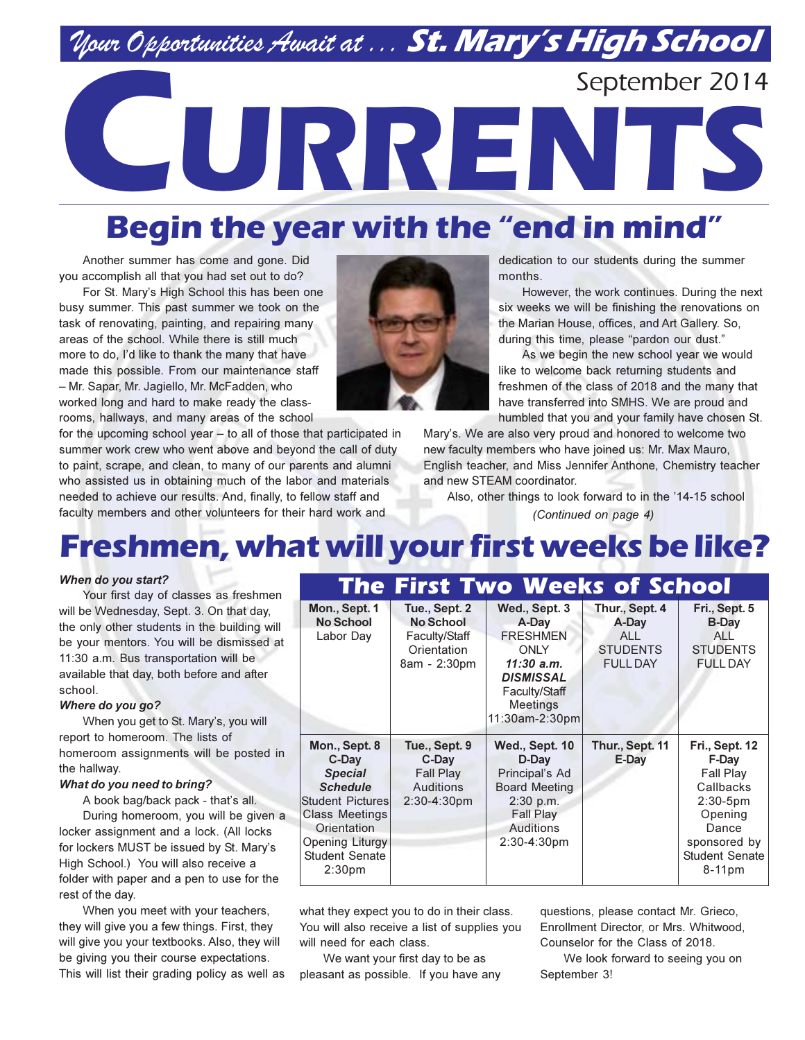*Your Opportunities Await at . . .* **St. Mary's High School**

September 2014

# CURRENTS

## Begin the year with the "end in mind"

Another summer has come and gone. Did you accomplish all that you had set out to do?

For St. Mary's High School this has been one busy summer. This past summer we took on the task of renovating, painting, and repairing many areas of the school. While there is still much more to do, I'd like to thank the many that have made this possible. From our maintenance staff – Mr. Sapar, Mr. Jagiello, Mr. McFadden, who worked long and hard to make ready the classrooms, hallways, and many areas of the school for the upcoming school year – to all of those that participated in summer work crew who went above and beyond the call of duty to paint, scrape, and clean, to many of our parents and alumni who assisted us in obtaining much of the labor and materials needed to achieve our results. And, finally, to fellow staff and faculty members and other volunteers for their hard work and dedication to our students during the summer months.

However, the work continues. During the next six weeks we will be finishing the renovations on the Marian House, offices, and Art Gallery. So, during this time, please "pardon our dust."

As we begin the new school year we would like to welcome back returning students and freshmen of the class of 2018 and the many that have transferred into SMHS. We are proud and humbled that you and your family have chosen St. Mary's. We are also very proud and honored to welcome two new faculty members who have joined us: Mr. Max Mauro, English teacher, and Miss Jennifer Anthone, Chemistry teacher and new STEAM coordinator.

Also, other things to look forward to in the '14-15 school

*(Continued on page 4)*

## Freshmen, what will your first weeks be like?

***When do you start?***

Your first day of classes as freshmen will be Wednesday, Sept. 3. On that day, the only other students in the building will be your mentors. You will be dismissed at 11:30 a.m. Bus transportation will be available that day, both before and after school.

***Where do you go?***

When you get to St. Mary's, you will report to homeroom. The lists of homeroom assignments will be posted in the hallway.

***What do you need to bring?***

A book bag/back pack - that's all.

During homeroom, you will be given a locker assignment and a lock. (All locks for lockers MUST be issued by St. Mary's High School.) You will also receive a folder with paper and a pen to use for the rest of the day.

When you meet with your teachers, they will give you a few things. First, they will give you your textbooks. Also, they will be giving you their course expectations. This will list their grading policy as well as what they expect you to do in their class. You will also receive a list of supplies you will need for each class.

We want your first day to be as pleasant as possible. If you have any questions, please contact Mr. Grieco, Enrollment Director, or Mrs. Whitwood, Counselor for the Class of 2018.

We look forward to seeing you on September 3!

### The First Two Weeks of School

| Mon., Sept. 1 | Tue., Sept. 2 | Wed., Sept. 3 | Thur., Sept. 4 | Fri., Sept. 5 |
|---|---|---|---|---|
| **No School** Labor Day | **No School** Faculty/Staff Orientation 8am - 2:30pm | **A-Day** FRESHMEN ONLY ***11:30 a.m. DISMISSAL*** Faculty/Staff Meetings 11:30am-2:30pm | **A-Day** ALL STUDENTS FULL DAY | **B-Day** ALL STUDENTS FULL DAY |
| **Mon., Sept. 8** | **Tue., Sept. 9** | **Wed., Sept. 10** | **Thur., Sept. 11** | **Fri., Sept. 12** |
| **C-Day** ***Special Schedule*** Student Pictures Class Meetings Orientation Opening Liturgy Student Senate 2:30pm | **C-Day** Fall Play Auditions 2:30-4:30pm | **D-Day** Principal's Ad Board Meeting 2:30 p.m. Fall Play Auditions 2:30-4:30pm | **E-Day** | **F-Day** Fall Play Callbacks 2:30-5pm Opening Dance sponsored by Student Senate 8-11pm |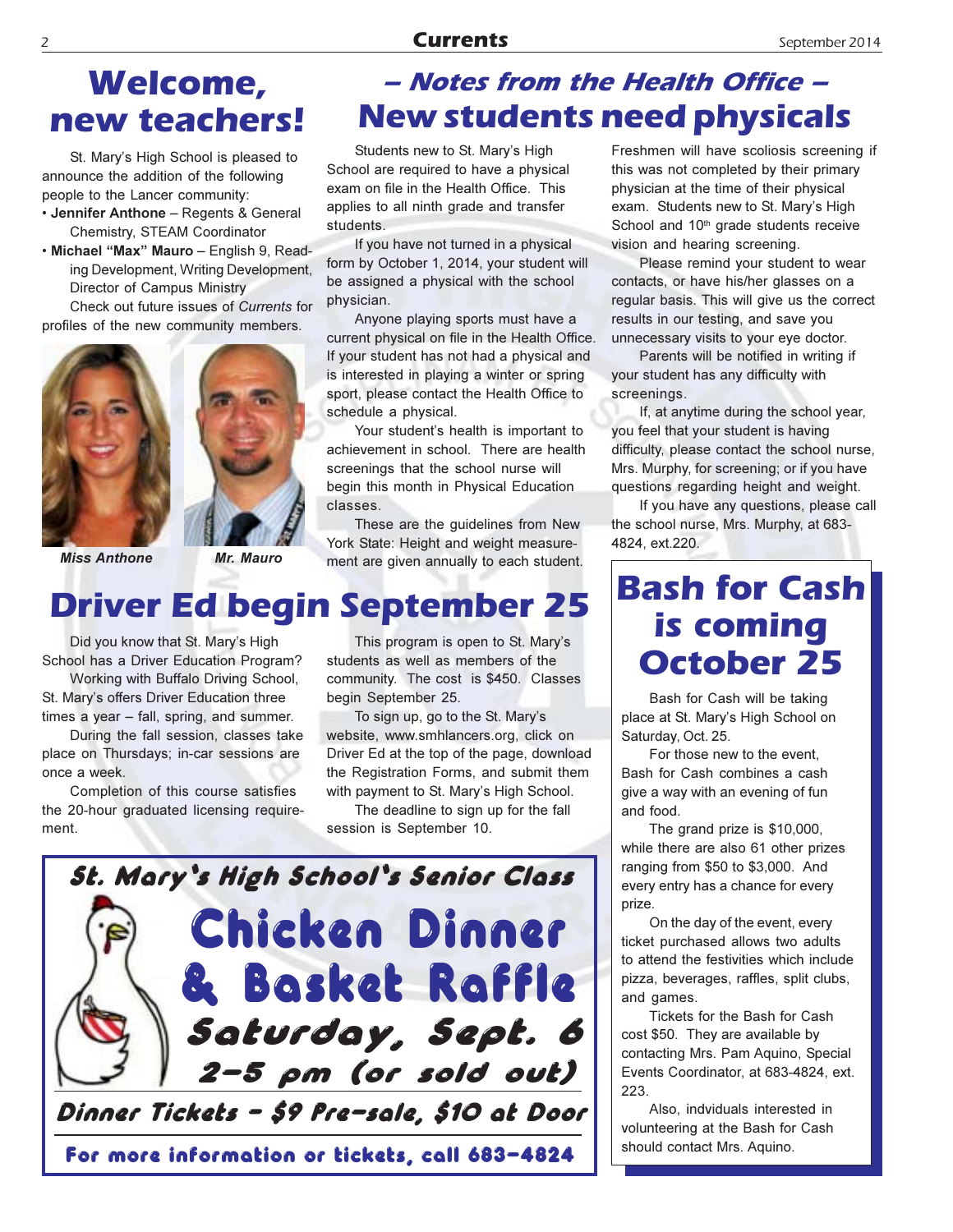# Welcome, new teachers!

St. Mary's High School is pleased to announce the addition of the following people to the Lancer community:

- **Jennifer Anthone** – Regents & General Chemistry, STEAM Coordinator
- **Michael "Max" Mauro** – English 9, Reading Development, Writing Development, Director of Campus Ministry

Check out future issues of *Currents* for profiles of the new community members.

***Miss Anthone*** ***Mr. Mauro***

## – Notes from the Health Office –

# New students need physicals

Students new to St. Mary's High School are required to have a physical exam on file in the Health Office. This applies to all ninth grade and transfer students.

If you have not turned in a physical form by October 1, 2014, your student will be assigned a physical with the school physician.

Anyone playing sports must have a current physical on file in the Health Office. If your student has not had a physical and is interested in playing a winter or spring sport, please contact the Health Office to schedule a physical.

Your student's health is important to achievement in school. There are health screenings that the school nurse will begin this month in Physical Education classes.

These are the guidelines from New York State: Height and weight measurement are given annually to each student. Freshmen will have scoliosis screening if this was not completed by their primary physician at the time of their physical exam. Students new to St. Mary's High School and 10th grade students receive vision and hearing screening.

Please remind your student to wear contacts, or have his/her glasses on a regular basis. This will give us the correct results in our testing, and save you unnecessary visits to your eye doctor.

Parents will be notified in writing if your student has any difficulty with screenings.

If, at anytime during the school year, you feel that your student is having difficulty, please contact the school nurse, Mrs. Murphy, for screening; or if you have questions regarding height and weight.

If you have any questions, please call the school nurse, Mrs. Murphy, at 683-4824, ext.220.

# Driver Ed begin September 25

Did you know that St. Mary's High School has a Driver Education Program?

Working with Buffalo Driving School, St. Mary's offers Driver Education three times a year – fall, spring, and summer.

During the fall session, classes take place on Thursdays; in-car sessions are once a week.

Completion of this course satisfies the 20-hour graduated licensing requirement.

This program is open to St. Mary's students as well as members of the community. The cost is $450. Classes begin September 25.

To sign up, go to the St. Mary's website, www.smhlancers.org, click on Driver Ed at the top of the page, download the Registration Forms, and submit them with payment to St. Mary's High School.

The deadline to sign up for the fall session is September 10.

## St. Mary's High School's Senior Class

# Chicken Dinner & Basket Raffle

### Saturday, Sept. 6

### 2-5 pm (or sold out)

**Dinner Tickets - $9 Pre-sale, $10 at Door**

**For more information or tickets, call 683-4824**

# Bash for Cash is coming October 25

Bash for Cash will be taking place at St. Mary's High School on Saturday, Oct. 25.

For those new to the event, Bash for Cash combines a cash give a way with an evening of fun and food.

The grand prize is $10,000, while there are also 61 other prizes ranging from $50 to $3,000. And every entry has a chance for every prize.

On the day of the event, every ticket purchased allows two adults to attend the festivities which include pizza, beverages, raffles, split clubs, and games.

Tickets for the Bash for Cash cost $50. They are available by contacting Mrs. Pam Aquino, Special Events Coordinator, at 683-4824, ext. 223.

Also, indviduals interested in volunteering at the Bash for Cash should contact Mrs. Aquino.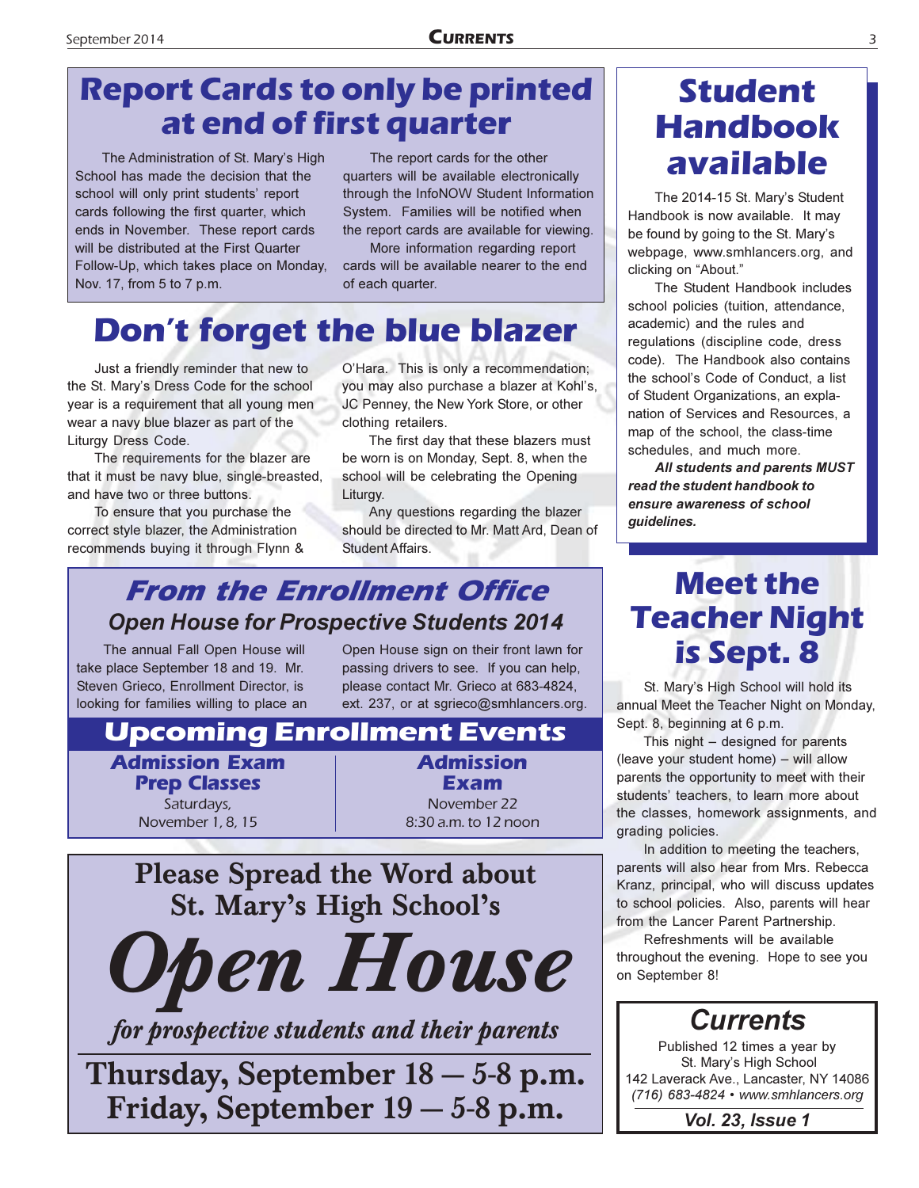# Report Cards to only be printed at end of first quarter

The Administration of St. Mary's High School has made the decision that the school will only print students' report cards following the first quarter, which ends in November. These report cards will be distributed at the First Quarter Follow-Up, which takes place on Monday, Nov. 17, from 5 to 7 p.m.

The report cards for the other quarters will be available electronically through the InfoNOW Student Information System. Families will be notified when the report cards are available for viewing.

More information regarding report cards will be available nearer to the end of each quarter.

# Don't forget the blue blazer

Just a friendly reminder that new to the St. Mary's Dress Code for the school year is a requirement that all young men wear a navy blue blazer as part of the Liturgy Dress Code.

The requirements for the blazer are that it must be navy blue, single-breasted, and have two or three buttons.

To ensure that you purchase the correct style blazer, the Administration recommends buying it through Flynn & O'Hara. This is only a recommendation; you may also purchase a blazer at Kohl's, JC Penney, the New York Store, or other clothing retailers.

The first day that these blazers must be worn is on Monday, Sept. 8, when the school will be celebrating the Opening Liturgy.

Any questions regarding the blazer should be directed to Mr. Matt Ard, Dean of Student Affairs.

# *From the Enrollment Office*

## *Open House for Prospective Students 2014*

The annual Fall Open House will take place September 18 and 19. Mr. Steven Grieco, Enrollment Director, is looking for families willing to place an Open House sign on their front lawn for passing drivers to see. If you can help, please contact Mr. Grieco at 683-4824, ext. 237, or at sgrieco@smhlancers.org.

## Upcoming Enrollment Events

**Admission Exam Prep Classes**
Saturdays,
November 1, 8, 15

**Admission Exam**
November 22
8:30 a.m. to 12 noon

## Please Spread the Word about St. Mary's High School's

# *Open House*

*for prospective students and their parents*

**Thursday, September 18 — 5-8 p.m.**
**Friday, September 19 — 5-8 p.m.**

# Student Handbook available

The 2014-15 St. Mary's Student Handbook is now available. It may be found by going to the St. Mary's webpage, www.smhlancers.org, and clicking on "About."

The Student Handbook includes school policies (tuition, attendance, academic) and the rules and regulations (discipline code, dress code). The Handbook also contains the school's Code of Conduct, a list of Student Organizations, an explanation of Services and Resources, a map of the school, the class-time schedules, and much more.

***All students and parents MUST read the student handbook to ensure awareness of school guidelines.***

# Meet the Teacher Night is Sept. 8

St. Mary's High School will hold its annual Meet the Teacher Night on Monday, Sept. 8, beginning at 6 p.m.

This night – designed for parents (leave your student home) – will allow parents the opportunity to meet with their students' teachers, to learn more about the classes, homework assignments, and grading policies.

In addition to meeting the teachers, parents will also hear from Mrs. Rebecca Kranz, principal, who will discuss updates to school policies. Also, parents will hear from the Lancer Parent Partnership.

Refreshments will be available throughout the evening. Hope to see you on September 8!

## *Currents*

Published 12 times a year by
St. Mary's High School
142 Laverack Ave., Lancaster, NY 14086
*(716) 683-4824 • www.smhlancers.org*

***Vol. 23, Issue 1***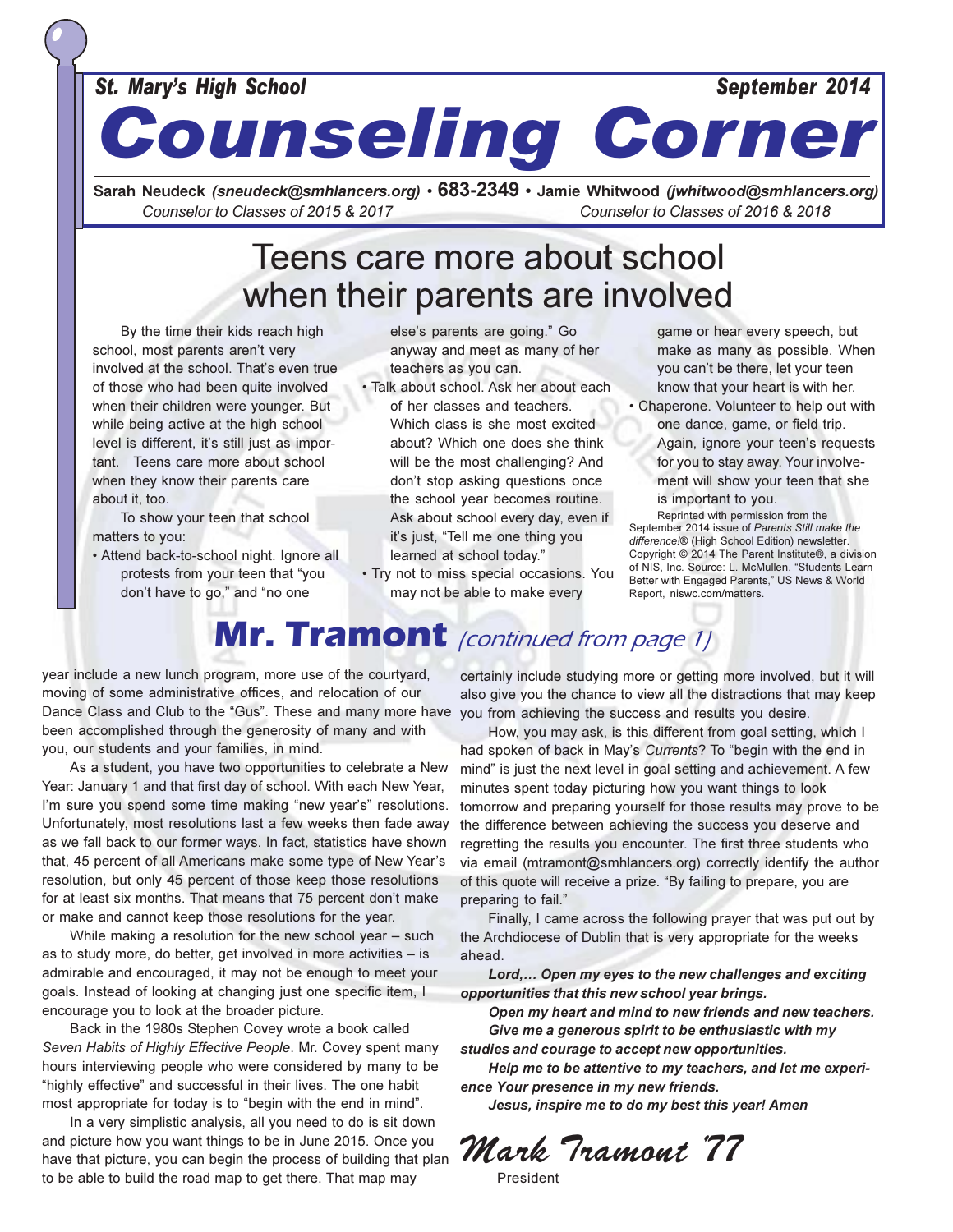St. Mary's High School — September 2014

# Counseling Corner

**Sarah Neudeck** *(sneudeck@smhlancers.org)* • **683-2349** • **Jamie Whitwood** *(jwhitwood@smhlancers.org)*

*Counselor to Classes of 2015 & 2017* — *Counselor to Classes of 2016 & 2018*

## Teens care more about school when their parents are involved

By the time their kids reach high school, most parents aren't very involved at the school. That's even true of those who had been quite involved when their children were younger. But while being active at the high school level is different, it's still just as important. Teens care more about school when they know their parents care about it, too.

To show your teen that school matters to you:

- Attend back-to-school night. Ignore all protests from your teen that "you don't have to go," and "no one else's parents are going." Go anyway and meet as many of her teachers as you can.
- Talk about school. Ask her about each of her classes and teachers. Which class is she most excited about? Which one does she think will be the most challenging? And don't stop asking questions once the school year becomes routine. Ask about school every day, even if it's just, "Tell me one thing you learned at school today."
- Try not to miss special occasions. You may not be able to make every game or hear every speech, but make as many as possible. When you can't be there, let your teen know that your heart is with her.
- Chaperone. Volunteer to help out with one dance, game, or field trip. Again, ignore your teen's requests for you to stay away. Your involvement will show your teen that she is important to you.

Reprinted with permission from the September 2014 issue of *Parents Still make the difference!*® (High School Edition) newsletter. Copyright © 2014 The Parent Institute®, a division of NIS, Inc. Source: L. McMullen, "Students Learn Better with Engaged Parents," US News & World Report, niswc.com/matters.

## Mr. Tramont *(continued from page 1)*

year include a new lunch program, more use of the courtyard, moving of some administrative offices, and relocation of our Dance Class and Club to the "Gus". These and many more have been accomplished through the generosity of many and with you, our students and your families, in mind.

As a student, you have two opportunities to celebrate a New Year: January 1 and that first day of school. With each New Year, I'm sure you spend some time making "new year's" resolutions. Unfortunately, most resolutions last a few weeks then fade away as we fall back to our former ways. In fact, statistics have shown that, 45 percent of all Americans make some type of New Year's resolution, but only 45 percent of those keep those resolutions for at least six months. That means that 75 percent don't make or make and cannot keep those resolutions for the year.

While making a resolution for the new school year – such as to study more, do better, get involved in more activities – is admirable and encouraged, it may not be enough to meet your goals. Instead of looking at changing just one specific item, I encourage you to look at the broader picture.

Back in the 1980s Stephen Covey wrote a book called *Seven Habits of Highly Effective People*. Mr. Covey spent many hours interviewing people who were considered by many to be "highly effective" and successful in their lives. The one habit most appropriate for today is to "begin with the end in mind".

In a very simplistic analysis, all you need to do is sit down and picture how you want things to be in June 2015. Once you have that picture, you can begin the process of building that plan to be able to build the road map to get there. That map may certainly include studying more or getting more involved, but it will also give you the chance to view all the distractions that may keep you from achieving the success and results you desire.

How, you may ask, is this different from goal setting, which I had spoken of back in May's *Currents*? To "begin with the end in mind" is just the next level in goal setting and achievement. A few minutes spent today picturing how you want things to look tomorrow and preparing yourself for those results may prove to be the difference between achieving the success you deserve and regretting the results you encounter. The first three students who via email (mtramont@smhlancers.org) correctly identify the author of this quote will receive a prize. "By failing to prepare, you are preparing to fail."

Finally, I came across the following prayer that was put out by the Archdiocese of Dublin that is very appropriate for the weeks ahead.

***Lord,... Open my eyes to the new challenges and exciting opportunities that this new school year brings.***

***Open my heart and mind to new friends and new teachers.***

***Give me a generous spirit to be enthusiastic with my studies and courage to accept new opportunities.***

***Help me to be attentive to my teachers, and let me experience Your presence in my new friends.***

***Jesus, inspire me to do my best this year! Amen***

*Mark Tramont '77*

President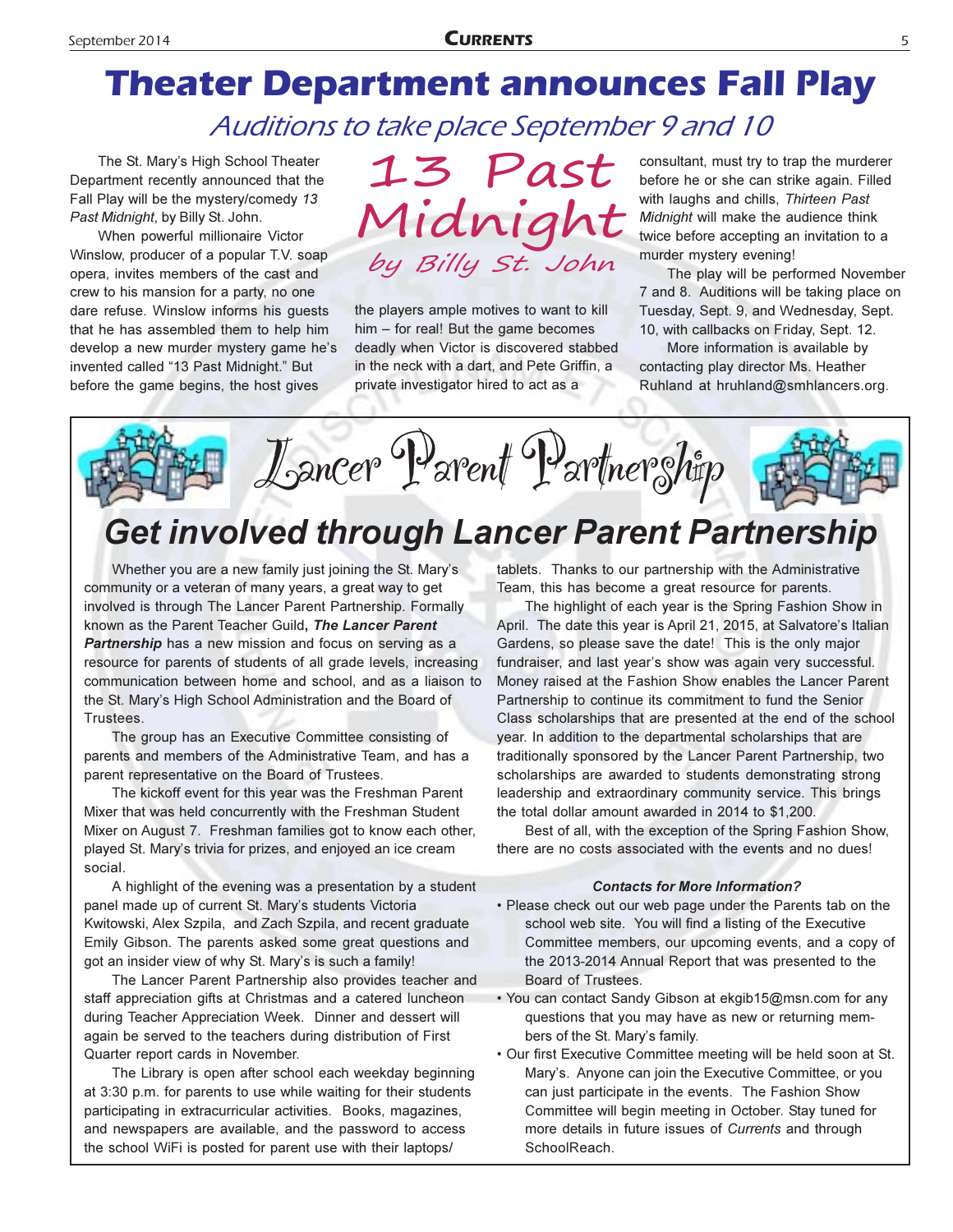# Theater Department announces Fall Play

## Auditions to take place September 9 and 10

The St. Mary's High School Theater Department recently announced that the Fall Play will be the mystery/comedy *13 Past Midnight*, by Billy St. John.

**13 Past Midnight**
*by Billy St. John*

When powerful millionaire Victor Winslow, producer of a popular T.V. soap opera, invites members of the cast and crew to his mansion for a party, no one dare refuse. Winslow informs his guests that he has assembled them to help him develop a new murder mystery game he's invented called "13 Past Midnight." But before the game begins, the host gives the players ample motives to want to kill him – for real! But the game becomes deadly when Victor is discovered stabbed in the neck with a dart, and Pete Griffin, a private investigator hired to act as a consultant, must try to trap the murderer before he or she can strike again. Filled with laughs and chills, *Thirteen Past Midnight* will make the audience think twice before accepting an invitation to a murder mystery evening!

The play will be performed November 7 and 8. Auditions will be taking place on Tuesday, Sept. 9, and Wednesday, Sept. 10, with callbacks on Friday, Sept. 12.

More information is available by contacting play director Ms. Heather Ruhland at hruhland@smhlancers.org.

Lancer Parent Partnership

# Get involved through Lancer Parent Partnership

Whether you are a new family just joining the St. Mary's community or a veteran of many years, a great way to get involved is through The Lancer Parent Partnership. Formally known as the Parent Teacher Guild, ***The Lancer Parent Partnership*** has a new mission and focus on serving as a resource for parents of students of all grade levels, increasing communication between home and school, and as a liaison to the St. Mary's High School Administration and the Board of Trustees.

The group has an Executive Committee consisting of parents and members of the Administrative Team, and has a parent representative on the Board of Trustees.

The kickoff event for this year was the Freshman Parent Mixer that was held concurrently with the Freshman Student Mixer on August 7. Freshman families got to know each other, played St. Mary's trivia for prizes, and enjoyed an ice cream social.

A highlight of the evening was a presentation by a student panel made up of current St. Mary's students Victoria Kwitowski, Alex Szpila, and Zach Szpila, and recent graduate Emily Gibson. The parents asked some great questions and got an insider view of why St. Mary's is such a family!

The Lancer Parent Partnership also provides teacher and staff appreciation gifts at Christmas and a catered luncheon during Teacher Appreciation Week. Dinner and dessert will again be served to the teachers during distribution of First Quarter report cards in November.

The Library is open after school each weekday beginning at 3:30 p.m. for parents to use while waiting for their students participating in extracurricular activities. Books, magazines, and newspapers are available, and the password to access the school WiFi is posted for parent use with their laptops/tablets. Thanks to our partnership with the Administrative Team, this has become a great resource for parents.

The highlight of each year is the Spring Fashion Show in April. The date this year is April 21, 2015, at Salvatore's Italian Gardens, so please save the date! This is the only major fundraiser, and last year's show was again very successful. Money raised at the Fashion Show enables the Lancer Parent Partnership to continue its commitment to fund the Senior Class scholarships that are presented at the end of the school year. In addition to the departmental scholarships that are traditionally sponsored by the Lancer Parent Partnership, two scholarships are awarded to students demonstrating strong leadership and extraordinary community service. This brings the total dollar amount awarded in 2014 to $1,200.

Best of all, with the exception of the Spring Fashion Show, there are no costs associated with the events and no dues!

***Contacts for More Information?***

- Please check out our web page under the Parents tab on the school web site. You will find a listing of the Executive Committee members, our upcoming events, and a copy of the 2013-2014 Annual Report that was presented to the Board of Trustees.
- You can contact Sandy Gibson at ekgib15@msn.com for any questions that you may have as new or returning members of the St. Mary's family.
- Our first Executive Committee meeting will be held soon at St. Mary's. Anyone can join the Executive Committee, or you can just participate in the events. The Fashion Show Committee will begin meeting in October. Stay tuned for more details in future issues of *Currents* and through SchoolReach.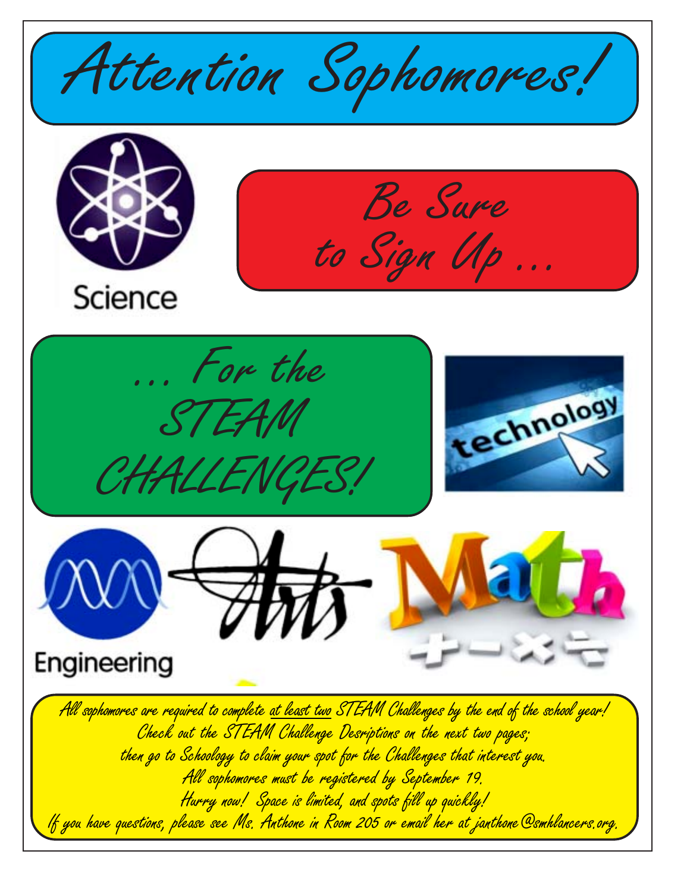# Attention Sophomores!

Science

## Be Sure to Sign Up …

## … For the STEAM CHALLENGES!

technology

Engineering

Arts

Math

All sophomores are required to complete at least two STEAM Challenges by the end of the school year!
Check out the STEAM Challenge Desriptions on the next two pages;
then go to Schoology to claim your spot for the Challenges that interest you.
All sophomores must be registered by September 19.
Hurry now! Space is limited, and spots fill up quickly!
If you have questions, please see Ms. Anthone in Room 205 or email her at janthone@smhlancers.org.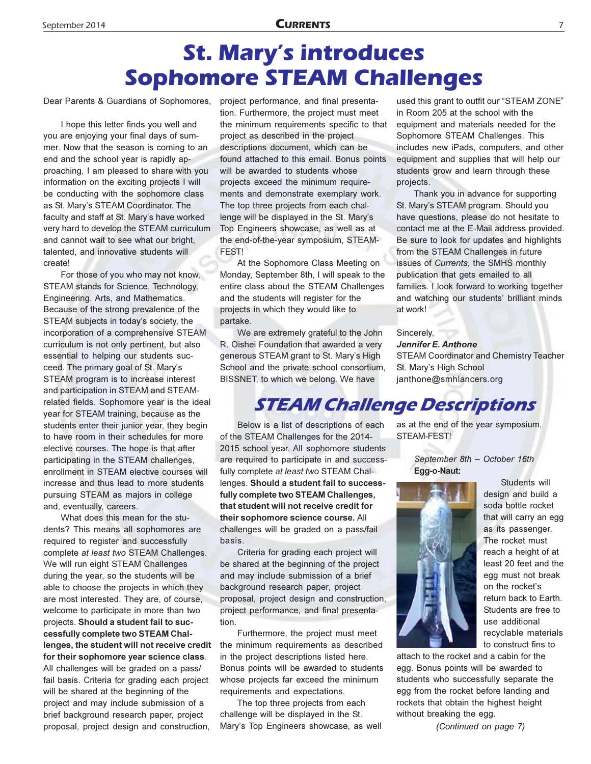# St. Mary's introduces Sophomore STEAM Challenges

Dear Parents & Guardians of Sophomores,

I hope this letter finds you well and you are enjoying your final days of summer. Now that the season is coming to an end and the school year is rapidly approaching, I am pleased to share with you information on the exciting projects I will be conducting with the sophomore class as St. Mary's STEAM Coordinator. The faculty and staff at St. Mary's have worked very hard to develop the STEAM curriculum and cannot wait to see what our bright, talented, and innovative students will create!

For those of you who may not know, STEAM stands for Science, Technology, Engineering, Arts, and Mathematics. Because of the strong prevalence of the STEAM subjects in today's society, the incorporation of a comprehensive STEAM curriculum is not only pertinent, but also essential to helping our students succeed. The primary goal of St. Mary's STEAM program is to increase interest and participation in STEAM and STEAM-related fields. Sophomore year is the ideal year for STEAM training, because as the students enter their junior year, they begin to have room in their schedules for more elective courses. The hope is that after participating in the STEAM challenges, enrollment in STEAM elective courses will increase and thus lead to more students pursuing STEAM as majors in college and, eventually, careers.

What does this mean for the students? This means all sophomores are required to register and successfully complete *at least two* STEAM Challenges. We will run eight STEAM Challenges during the year, so the students will be able to choose the projects in which they are most interested. They are, of course, welcome to participate in more than two projects. **Should a student fail to successfully complete two STEAM Challenges, the student will not receive credit for their sophomore year science class**. All challenges will be graded on a pass/fail basis. Criteria for grading each project will be shared at the beginning of the project and may include submission of a brief background research paper, project proposal, project design and construction, project performance, and final presentation. Furthermore, the project must meet the minimum requirements specific to that project as described in the project descriptions document, which can be found attached to this email. Bonus points will be awarded to students whose projects exceed the minimum requirements and demonstrate exemplary work. The top three projects from each challenge will be displayed in the St. Mary's Top Engineers showcase, as well as at the end-of-the-year symposium, STEAM-FEST!

At the Sophomore Class Meeting on Monday, September 8th, I will speak to the entire class about the STEAM Challenges and the students will register for the projects in which they would like to partake.

We are extremely grateful to the John R. Oishei Foundation that awarded a very generous STEAM grant to St. Mary's High School and the private school consortium, BISSNET, to which we belong. We have used this grant to outfit our "STEAM ZONE" in Room 205 at the school with the equipment and materials needed for the Sophomore STEAM Challenges. This includes new iPads, computers, and other equipment and supplies that will help our students grow and learn through these projects.

Thank you in advance for supporting St. Mary's STEAM program. Should you have questions, please do not hesitate to contact me at the E-Mail address provided. Be sure to look for updates and highlights from the STEAM Challenges in future issues of *Currents*, the SMHS monthly publication that gets emailed to all families. I look forward to working together and watching our students' brilliant minds at work!

Sincerely,
***Jennifer E. Anthone***
STEAM Coordinator and Chemistry Teacher
St. Mary's High School
janthone@smhlancers.org

## STEAM Challenge Descriptions

Below is a list of descriptions of each of the STEAM Challenges for the 2014-2015 school year. All sophomore students are required to participate in and successfully complete *at least two* STEAM Challenges. **Should a student fail to successfully complete two STEAM Challenges, that student will not receive credit for their sophomore science course.** All challenges will be graded on a pass/fail basis.

Criteria for grading each project will be shared at the beginning of the project and may include submission of a brief background research paper, project proposal, project design and construction, project performance, and final presentation.

Furthermore, the project must meet the minimum requirements as described in the project descriptions listed here. Bonus points will be awarded to students whose projects far exceed the minimum requirements and expectations.

The top three projects from each challenge will be displayed in the St. Mary's Top Engineers showcase, as well as at the end of the year symposium, STEAM-FEST!

*September 8th – October 16th*
**Egg-o-Naut:**

Students will design and build a soda bottle rocket that will carry an egg as its passenger. The rocket must reach a height of at least 20 feet and the egg must not break on the rocket's return back to Earth. Students are free to use additional recyclable materials to construct fins to attach to the rocket and a cabin for the egg. Bonus points will be awarded to students who successfully separate the egg from the rocket before landing and rockets that obtain the highest height without breaking the egg.

*(Continued on page 7)*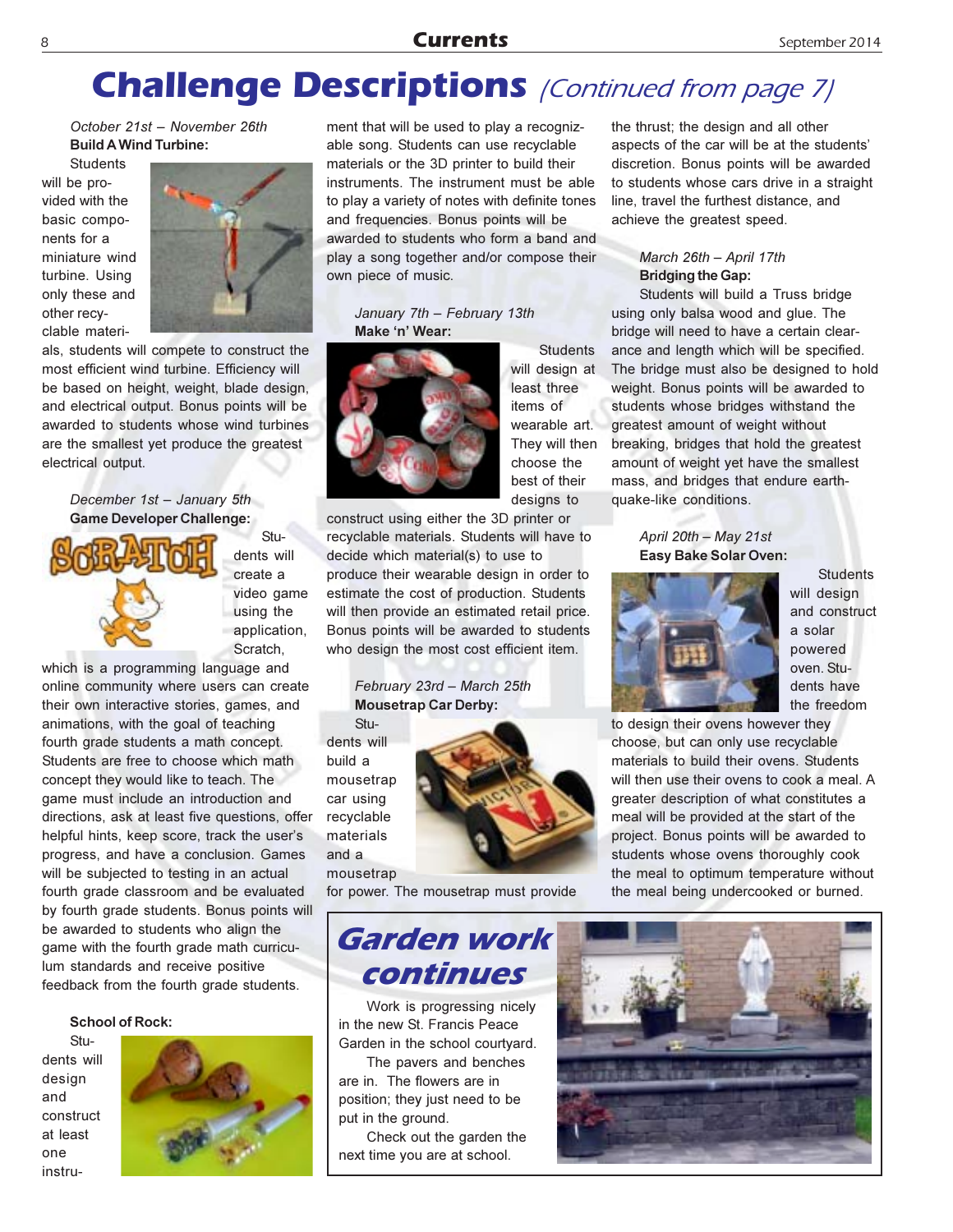# Challenge Descriptions *(Continued from page 7)*

*October 21st – November 26th*

**Build A Wind Turbine:**

Students will be provided with the basic components for a miniature wind turbine. Using only these and other recyclable materials, students will compete to construct the most efficient wind turbine. Efficiency will be based on height, weight, blade design, and electrical output. Bonus points will be awarded to students whose wind turbines are the smallest yet produce the greatest electrical output.

*December 1st – January 5th*

**Game Developer Challenge:**

Students will create a video game using the application, Scratch, which is a programming language and online community where users can create their own interactive stories, games, and animations, with the goal of teaching fourth grade students a math concept. Students are free to choose which math concept they would like to teach. The game must include an introduction and directions, ask at least five questions, offer helpful hints, keep score, track the user's progress, and have a conclusion. Games will be subjected to testing in an actual fourth grade classroom and be evaluated by fourth grade students. Bonus points will be awarded to students who align the game with the fourth grade math curriculum standards and receive positive feedback from the fourth grade students.

**School of Rock:**

Students will design and construct at least one instrument that will be used to play a recognizable song. Students can use recyclable materials or the 3D printer to build their instruments. The instrument must be able to play a variety of notes with definite tones and frequencies. Bonus points will be awarded to students who form a band and play a song together and/or compose their own piece of music.

*January 7th – February 13th*

**Make 'n' Wear:**

Students will design at least three items of wearable art. They will then choose the best of their designs to construct using either the 3D printer or recyclable materials. Students will have to decide which material(s) to use to produce their wearable design in order to estimate the cost of production. Students will then provide an estimated retail price. Bonus points will be awarded to students who design the most cost efficient item.

*February 23rd – March 25th*

**Mousetrap Car Derby:**

Students will build a mousetrap car using recyclable materials and a mousetrap for power. The mousetrap must provide the thrust; the design and all other aspects of the car will be at the students' discretion. Bonus points will be awarded to students whose cars drive in a straight line, travel the furthest distance, and achieve the greatest speed.

*March 26th – April 17th*

**Bridging the Gap:**

Students will build a Truss bridge using only balsa wood and glue. The bridge will need to have a certain clearance and length which will be specified. The bridge must also be designed to hold weight. Bonus points will be awarded to students whose bridges withstand the greatest amount of weight without breaking, bridges that hold the greatest amount of weight yet have the smallest mass, and bridges that endure earthquake-like conditions.

*April 20th – May 21st*

**Easy Bake Solar Oven:**

Students will design and construct a solar powered oven. Students have the freedom to design their ovens however they choose, but can only use recyclable materials to build their ovens. Students will then use their ovens to cook a meal. A greater description of what constitutes a meal will be provided at the start of the project. Bonus points will be awarded to students whose ovens thoroughly cook the meal to optimum temperature without the meal being undercooked or burned.

## Garden work continues

Work is progressing nicely in the new St. Francis Peace Garden in the school courtyard.

The pavers and benches are in. The flowers are in position; they just need to be put in the ground.

Check out the garden the next time you are at school.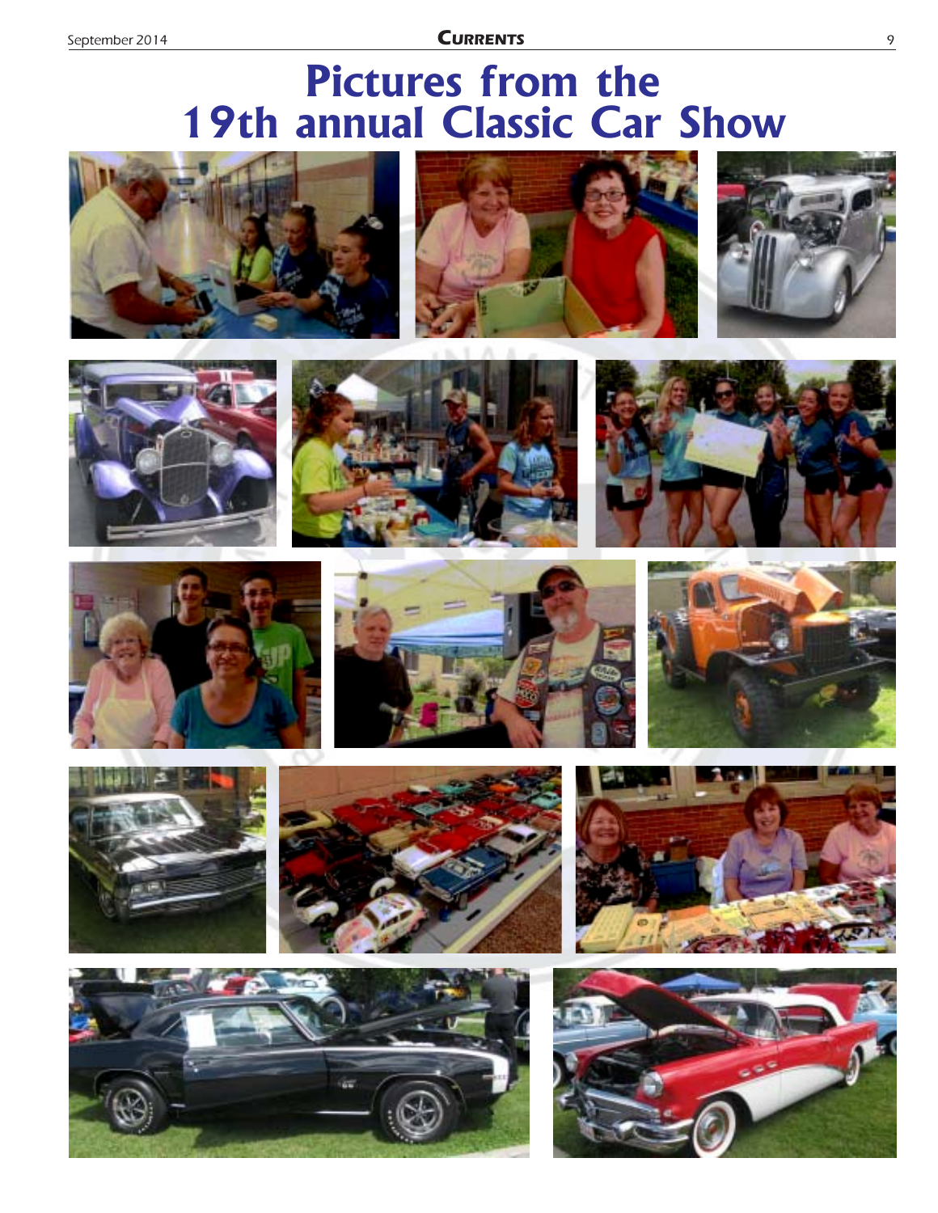# Pictures from the 19th annual Classic Car Show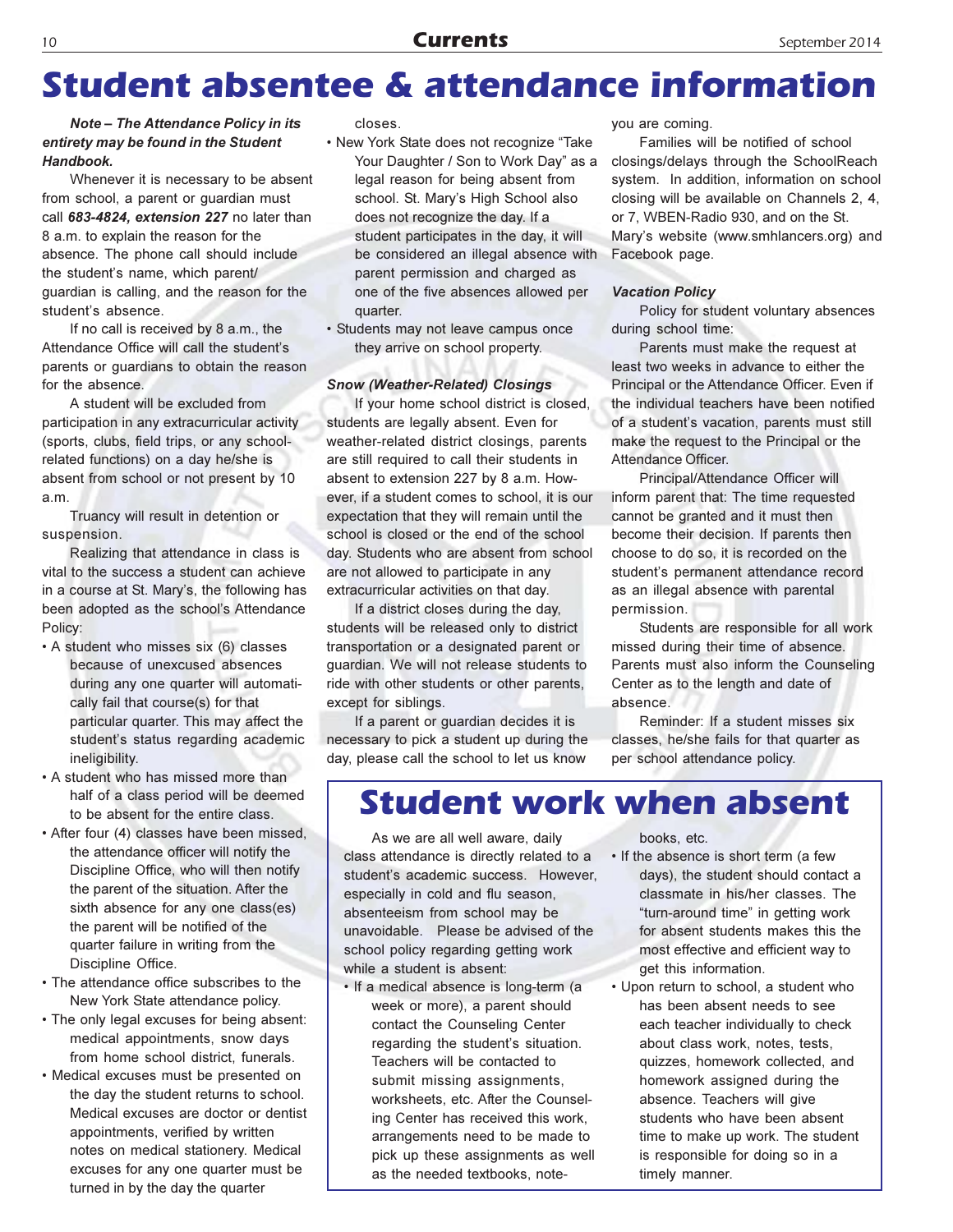# Student absentee & attendance information

***Note – The Attendance Policy in its entirety may be found in the Student Handbook.***

Whenever it is necessary to be absent from school, a parent or guardian must call ***683-4824, extension 227*** no later than 8 a.m. to explain the reason for the absence. The phone call should include the student's name, which parent/ guardian is calling, and the reason for the student's absence.

If no call is received by 8 a.m., the Attendance Office will call the student's parents or guardians to obtain the reason for the absence.

A student will be excluded from participation in any extracurricular activity (sports, clubs, field trips, or any school-related functions) on a day he/she is absent from school or not present by 10 a.m.

Truancy will result in detention or suspension.

Realizing that attendance in class is vital to the success a student can achieve in a course at St. Mary's, the following has been adopted as the school's Attendance Policy:

- A student who misses six (6) classes because of unexcused absences during any one quarter will automatically fail that course(s) for that particular quarter. This may affect the student's status regarding academic ineligibility.
- A student who has missed more than half of a class period will be deemed to be absent for the entire class.
- After four (4) classes have been missed, the attendance officer will notify the Discipline Office, who will then notify the parent of the situation. After the sixth absence for any one class(es) the parent will be notified of the quarter failure in writing from the Discipline Office.
- The attendance office subscribes to the New York State attendance policy.
- The only legal excuses for being absent: medical appointments, snow days from home school district, funerals.
- Medical excuses must be presented on the day the student returns to school. Medical excuses are doctor or dentist appointments, verified by written notes on medical stationery. Medical excuses for any one quarter must be turned in by the day the quarter closes.
- New York State does not recognize "Take Your Daughter / Son to Work Day" as a legal reason for being absent from school. St. Mary's High School also does not recognize the day. If a student participates in the day, it will be considered an illegal absence with parent permission and charged as one of the five absences allowed per quarter.
- Students may not leave campus once they arrive on school property.

***Snow (Weather-Related) Closings***

If your home school district is closed, students are legally absent. Even for weather-related district closings, parents are still required to call their students in absent to extension 227 by 8 a.m. However, if a student comes to school, it is our expectation that they will remain until the school is closed or the end of the school day. Students who are absent from school are not allowed to participate in any extracurricular activities on that day.

If a district closes during the day, students will be released only to district transportation or a designated parent or guardian. We will not release students to ride with other students or other parents, except for siblings.

If a parent or guardian decides it is necessary to pick a student up during the day, please call the school to let us know you are coming.

Families will be notified of school closings/delays through the SchoolReach system. In addition, information on school closing will be available on Channels 2, 4, or 7, WBEN-Radio 930, and on the St. Mary's website (www.smhlancers.org) and Facebook page.

***Vacation Policy***

Policy for student voluntary absences during school time:

Parents must make the request at least two weeks in advance to either the Principal or the Attendance Officer. Even if the individual teachers have been notified of a student's vacation, parents must still make the request to the Principal or the Attendance Officer.

Principal/Attendance Officer will inform parent that: The time requested cannot be granted and it must then become their decision. If parents then choose to do so, it is recorded on the student's permanent attendance record as an illegal absence with parental permission.

Students are responsible for all work missed during their time of absence. Parents must also inform the Counseling Center as to the length and date of absence.

Reminder: If a student misses six classes, he/she fails for that quarter as per school attendance policy.

## Student work when absent

As we are all well aware, daily class attendance is directly related to a student's academic success. However, especially in cold and flu season, absenteeism from school may be unavoidable. Please be advised of the school policy regarding getting work while a student is absent:

- If a medical absence is long-term (a week or more), a parent should contact the Counseling Center regarding the student's situation. Teachers will be contacted to submit missing assignments, worksheets, etc. After the Counseling Center has received this work, arrangements need to be made to pick up these assignments as well as the needed textbooks, notebooks, etc.
- If the absence is short term (a few days), the student should contact a classmate in his/her classes. The "turn-around time" in getting work for absent students makes this the most effective and efficient way to get this information.
- Upon return to school, a student who has been absent needs to see each teacher individually to check about class work, notes, tests, quizzes, homework collected, and homework assigned during the absence. Teachers will give students who have been absent time to make up work. The student is responsible for doing so in a timely manner.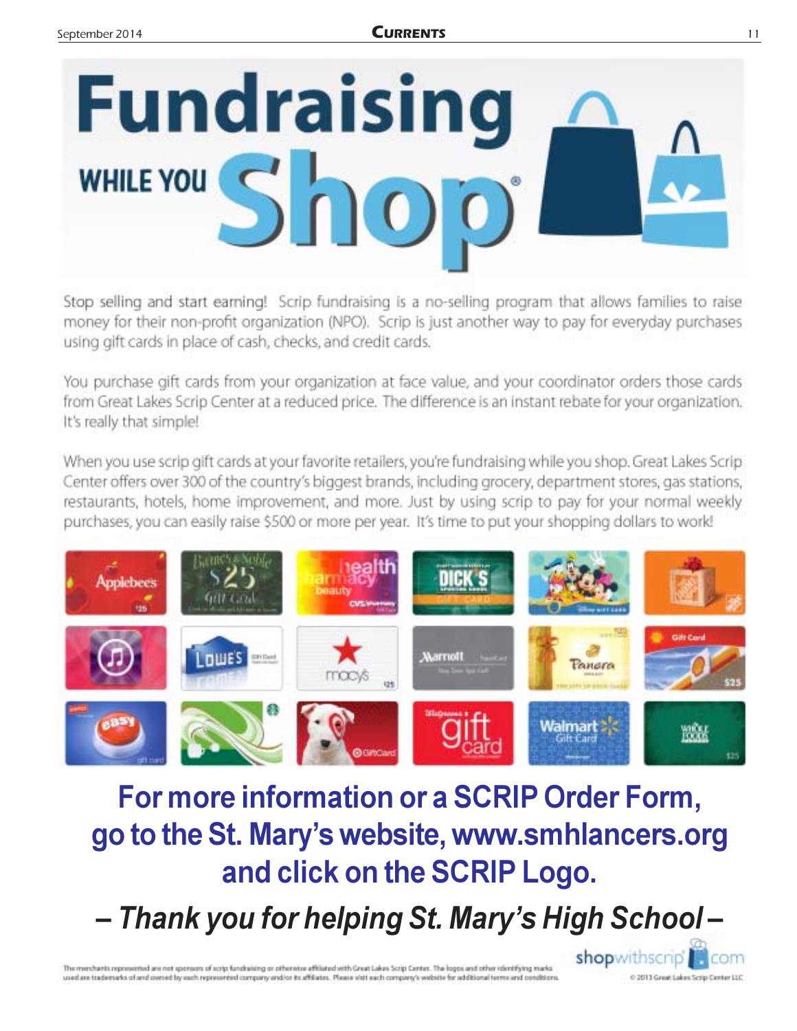# Fundraising WHILE YOU Shop®

Stop selling and start earning! Scrip fundraising is a no-selling program that allows families to raise money for their non-profit organization (NPO). Scrip is just another way to pay for everyday purchases using gift cards in place of cash, checks, and credit cards.

You purchase gift cards from your organization at face value, and your coordinator orders those cards from Great Lakes Scrip Center at a reduced price. The difference is an instant rebate for your organization. It's really that simple!

When you use scrip gift cards at your favorite retailers, you're fundraising while you shop. Great Lakes Scrip Center offers over 300 of the country's biggest brands, including grocery, department stores, gas stations, restaurants, hotels, home improvement, and more. Just by using scrip to pay for your normal weekly purchases, you can easily raise $500 or more per year. It's time to put your shopping dollars to work!

## For more information or a SCRIP Order Form, go to the St. Mary's website, www.smhlancers.org and click on the SCRIP Logo.

## *– Thank you for helping St. Mary's High School –*

The merchants represented are not sponsors of scrip fundraising or otherwise affiliated with Great Lakes Scrip Center. The logos and other identifying marks used are trademarks of and owned by each represented company and/or its affiliates. Please visit each company's website for additional terms and conditions.

shopwithscrip.com

© 2013 Great Lakes Scrip Center LLC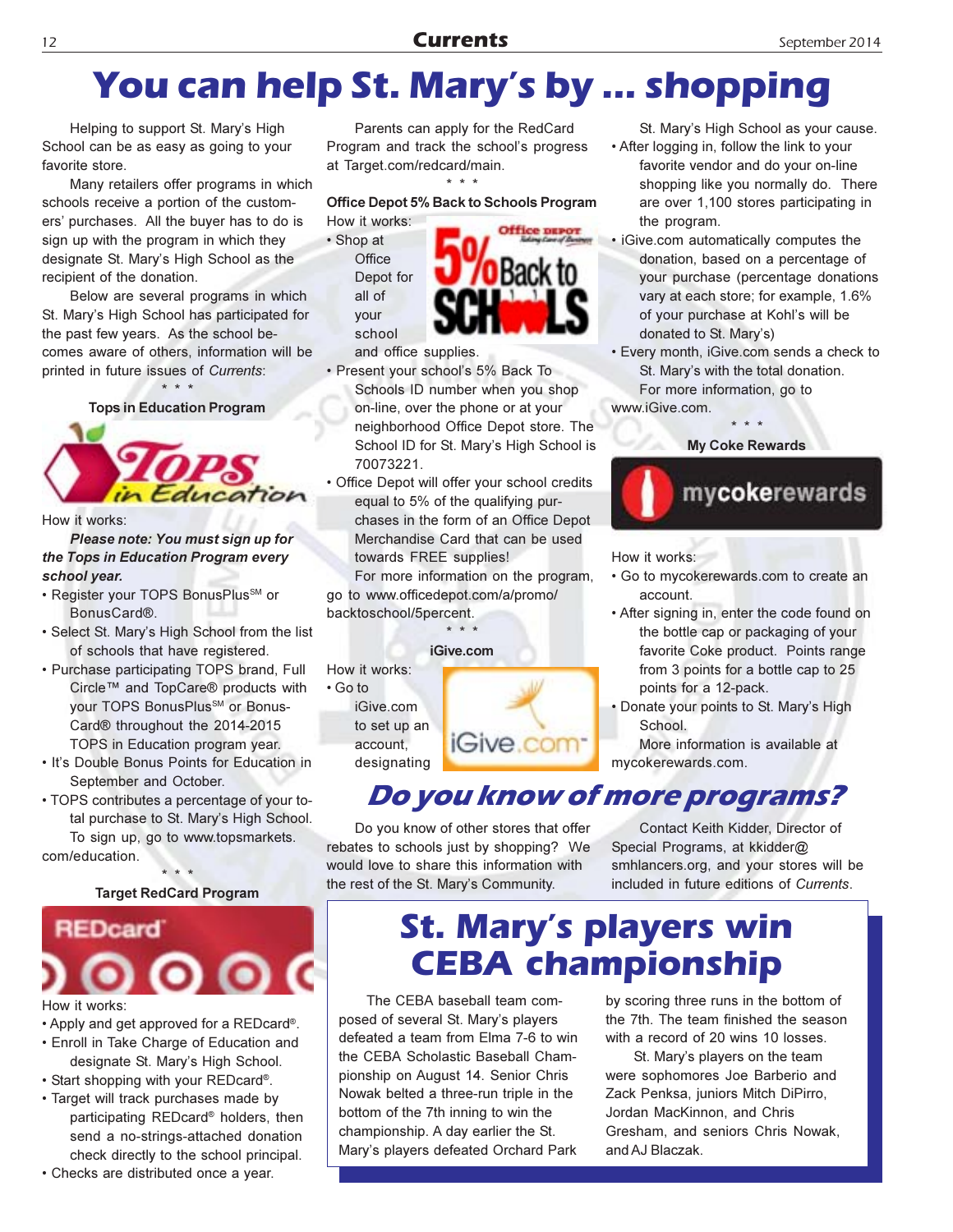# You can help St. Mary's by ... shopping

Helping to support St. Mary's High School can be as easy as going to your favorite store.

Many retailers offer programs in which schools receive a portion of the customers' purchases. All the buyer has to do is sign up with the program in which they designate St. Mary's High School as the recipient of the donation.

Below are several programs in which St. Mary's High School has participated for the past few years. As the school becomes aware of others, information will be printed in future issues of *Currents*:

\* \* \*

### Tops in Education Program

How it works:

***Please note: You must sign up for the Tops in Education Program every school year.***

- Register your TOPS BonusPlus℠ or BonusCard®.
- Select St. Mary's High School from the list of schools that have registered.
- Purchase participating TOPS brand, Full Circle™ and TopCare® products with your TOPS BonusPlus℠ or BonusCard® throughout the 2014-2015 TOPS in Education program year.
- It's Double Bonus Points for Education in September and October.
- TOPS contributes a percentage of your total purchase to St. Mary's High School.

To sign up, go to www.topsmarkets.com/education.

\* \* \*

### Target RedCard Program

How it works:

- Apply and get approved for a REDcard®.
- Enroll in Take Charge of Education and designate St. Mary's High School.
- Start shopping with your REDcard®.
- Target will track purchases made by participating REDcard® holders, then send a no-strings-attached donation check directly to the school principal.
- Checks are distributed once a year.

Parents can apply for the RedCard Program and track the school's progress at Target.com/redcard/main.

\* \* \*

### Office Depot 5% Back to Schools Program

How it works:

- Shop at Office Depot for all of your school and office supplies.
- Present your school's 5% Back To Schools ID number when you shop on-line, over the phone or at your neighborhood Office Depot store. The School ID for St. Mary's High School is 70073221.
- Office Depot will offer your school credits equal to 5% of the qualifying purchases in the form of an Office Depot Merchandise Card that can be used towards FREE supplies!

For more information on the program, go to www.officedepot.com/a/promo/backtoschool/5percent.

\* \* \*

### iGive.com

How it works:

- Go to iGive.com to set up an account, designating St. Mary's High School as your cause.
- After logging in, follow the link to your favorite vendor and do your on-line shopping like you normally do. There are over 1,100 stores participating in the program.
- iGive.com automatically computes the donation, based on a percentage of your purchase (percentage donations vary at each store; for example, 1.6% of your purchase at Kohl's will be donated to St. Mary's)
- Every month, iGive.com sends a check to St. Mary's with the total donation.

For more information, go to www.iGive.com.

\* \* \*

### My Coke Rewards

How it works:

- Go to mycokerewards.com to create an account.
- After signing in, enter the code found on the bottle cap or packaging of your favorite Coke product. Points range from 3 points for a bottle cap to 25 points for a 12-pack.
- Donate your points to St. Mary's High School.

More information is available at mycokerewards.com.

## *Do you know of more programs?*

Do you know of other stores that offer rebates to schools just by shopping? We would love to share this information with the rest of the St. Mary's Community.

Contact Keith Kidder, Director of Special Programs, at kkidder@smhlancers.org, and your stores will be included in future editions of *Currents*.

# St. Mary's players win CEBA championship

The CEBA baseball team composed of several St. Mary's players defeated a team from Elma 7-6 to win the CEBA Scholastic Baseball Championship on August 14. Senior Chris Nowak belted a three-run triple in the bottom of the 7th inning to win the championship. A day earlier the St. Mary's players defeated Orchard Park by scoring three runs in the bottom of the 7th. The team finished the season with a record of 20 wins 10 losses.

St. Mary's players on the team were sophomores Joe Barberio and Zack Penksa, juniors Mitch DiPirro, Jordan MacKinnon, and Chris Gresham, and seniors Chris Nowak, and AJ Blaczak.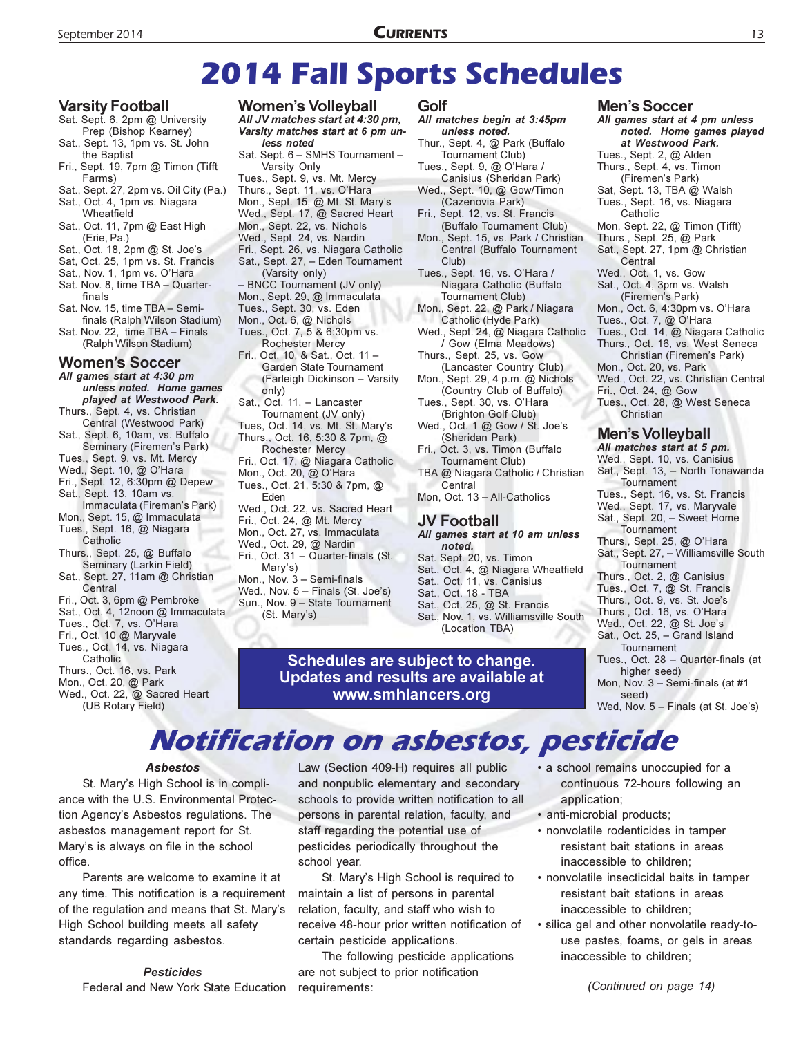# 2014 Fall Sports Schedules

## Varsity Football

- Sat. Sept. 6, 2pm @ University Prep (Bishop Kearney)
- Sat., Sept. 13, 1pm vs. St. John the Baptist
- Fri., Sept. 19, 7pm @ Timon (Tifft Farms)
- Sat., Sept. 27, 2pm vs. Oil City (Pa.)
- Sat., Oct. 4, 1pm vs. Niagara Wheatfield
- Sat., Oct. 11, 7pm @ East High (Erie, Pa.)
- Sat., Oct. 18, 2pm @ St. Joe's
- Sat, Oct. 25, 1pm vs. St. Francis
- Sat., Nov. 1, 1pm vs. O'Hara
- Sat. Nov. 8, time TBA – Quarter-finals
- Sat. Nov. 15, time TBA – Semi-finals (Ralph Wilson Stadium)
- Sat. Nov. 22, time TBA – Finals (Ralph Wilson Stadium)

## Women's Soccer

***All games start at 4:30 pm unless noted. Home games played at Westwood Park.***

- Thurs., Sept. 4, vs. Christian Central (Westwood Park)
- Sat., Sept. 6, 10am, vs. Buffalo Seminary (Firemen's Park)
- Tues., Sept. 9, vs. Mt. Mercy
- Wed., Sept. 10, @ O'Hara
- Fri., Sept. 12, 6:30pm @ Depew
- Sat., Sept. 13, 10am vs. Immaculata (Fireman's Park)
- Mon., Sept. 15, @ Immaculata
- Tues., Sept. 16, @ Niagara Catholic
- Thurs., Sept. 25, @ Buffalo Seminary (Larkin Field)
- Sat., Sept. 27, 11am @ Christian Central
- Fri., Oct. 3, 6pm @ Pembroke
- Sat., Oct. 4, 12noon @ Immaculata
- Tues., Oct. 7, vs. O'Hara
- Fri., Oct. 10 @ Maryvale
- Tues., Oct. 14, vs. Niagara Catholic
- Thurs., Oct. 16, vs. Park
- Mon., Oct. 20, @ Park
- Wed., Oct. 22, @ Sacred Heart (UB Rotary Field)

## Women's Volleyball

***All JV matches start at 4:30 pm, Varsity matches start at 6 pm unless noted***

- Sat. Sept. 6 – SMHS Tournament – Varsity Only
- Tues., Sept. 9, vs. Mt. Mercy
- Thurs., Sept. 11, vs. O'Hara
- Mon., Sept. 15, @ Mt. St. Mary's
- Wed., Sept. 17, @ Sacred Heart
- Mon., Sept. 22, vs. Nichols
- Wed., Sept. 24, vs. Nardin
- Fri., Sept. 26, vs. Niagara Catholic
- Sat., Sept. 27, – Eden Tournament (Varsity only)
- – BNCC Tournament (JV only)
- Mon., Sept. 29, @ Immaculata
- Tues., Sept. 30, vs. Eden
- Mon., Oct. 6, @ Nichols
- Tues., Oct. 7, 5 & 6:30pm vs. Rochester Mercy
- Fri., Oct. 10, & Sat., Oct. 11 – Garden State Tournament (Farleigh Dickinson – Varsity only)
- Sat., Oct. 11, – Lancaster Tournament (JV only)
- Tues, Oct. 14, vs. Mt. St. Mary's
- Thurs., Oct. 16, 5:30 & 7pm, @ Rochester Mercy
- Fri., Oct. 17, @ Niagara Catholic
- Mon., Oct. 20, @ O'Hara
- Tues., Oct. 21, 5:30 & 7pm, @ Eden
- Wed., Oct. 22, vs. Sacred Heart
- Fri., Oct. 24, @ Mt. Mercy
- Mon., Oct. 27, vs. Immaculata
- Wed., Oct. 29, @ Nardin
- Fri., Oct. 31 – Quarter-finals (St. Mary's)
- Mon., Nov. 3 – Semi-finals
- Wed., Nov. 5 – Finals (St. Joe's)
- Sun., Nov. 9 – State Tournament (St. Mary's)

## Golf

***All matches begin at 3:45pm unless noted.***

- Thur., Sept. 4, @ Park (Buffalo Tournament Club)
- Tues., Sept. 9, @ O'Hara / Canisius (Sheridan Park)
- Wed., Sept. 10, @ Gow/Timon (Cazenovia Park)
- Fri., Sept. 12, vs. St. Francis (Buffalo Tournament Club)
- Mon., Sept. 15, vs. Park / Christian Central (Buffalo Tournament Club)
- Tues., Sept. 16, vs. O'Hara / Niagara Catholic (Buffalo Tournament Club)
- Mon., Sept. 22, @ Park / Niagara Catholic (Hyde Park)
- Wed., Sept. 24, @ Niagara Catholic / Gow (Elma Meadows)
- Thurs., Sept. 25, vs. Gow (Lancaster Country Club)
- Mon., Sept. 29, 4 p.m. @ Nichols (Country Club of Buffalo)
- Tues., Sept. 30, vs. O'Hara (Brighton Golf Club)
- Wed., Oct. 1 @ Gow / St. Joe's (Sheridan Park)
- Fri., Oct. 3, vs. Timon (Buffalo Tournament Club)
- TBA @ Niagara Catholic / Christian Central
- Mon, Oct. 13 – All-Catholics

## JV Football

***All games start at 10 am unless noted.***

- Sat. Sept. 20, vs. Timon
- Sat., Oct. 4, @ Niagara Wheatfield
- Sat., Oct. 11, vs. Canisius
- Sat., Oct. 18 - TBA
- Sat., Oct. 25, @ St. Francis
- Sat., Nov. 1, vs. Williamsville South (Location TBA)

## Men's Soccer

***All games start at 4 pm unless noted. Home games played at Westwood Park.***

- Tues., Sept. 2, @ Alden
- Thurs., Sept. 4, vs. Timon (Firemen's Park)
- Sat, Sept. 13, TBA @ Walsh
- Tues., Sept. 16, vs. Niagara Catholic
- Mon, Sept. 22, @ Timon (Tifft)
- Thurs., Sept. 25, @ Park
- Sat., Sept. 27, 1pm @ Christian Central
- Wed., Oct. 1, vs. Gow
- Sat., Oct. 4, 3pm vs. Walsh (Firemen's Park)
- Mon., Oct. 6, 4:30pm vs. O'Hara
- Tues., Oct. 7, @ O'Hara
- Tues., Oct. 14, @ Niagara Catholic
- Thurs., Oct. 16, vs. West Seneca Christian (Firemen's Park)
- Mon., Oct. 20, vs. Park
- Wed., Oct. 22, vs. Christian Central
- Fri., Oct. 24, @ Gow
- Tues., Oct. 28, @ West Seneca Christian

## Men's Volleyball

***All matches start at 5 pm.***

- Wed., Sept. 10, vs. Canisius
- Sat., Sept. 13, – North Tonawanda Tournament
- Tues., Sept. 16, vs. St. Francis
- Wed., Sept. 17, vs. Maryvale
- Sat., Sept. 20, – Sweet Home Tournament
- Thurs., Sept. 25, @ O'Hara
- Sat., Sept. 27, – Williamsville South Tournament
- Thurs., Oct. 2, @ Canisius
- Tues., Oct. 7, @ St. Francis
- Thurs., Oct. 9, vs. St. Joe's
- Thurs., Oct. 16, vs. O'Hara
- Wed., Oct. 22, @ St. Joe's
- Sat., Oct. 25, – Grand Island Tournament
- Tues., Oct. 28 – Quarter-finals (at higher seed)
- Mon, Nov. 3 – Semi-finals (at #1 seed)
- Wed, Nov. 5 – Finals (at St. Joe's)

**Schedules are subject to change. Updates and results are available at www.smhlancers.org**

# Notification on asbestos, pesticide

### *Asbestos*

St. Mary's High School is in compliance with the U.S. Environmental Protection Agency's Asbestos regulations. The asbestos management report for St. Mary's is always on file in the school office.

Parents are welcome to examine it at any time. This notification is a requirement of the regulation and means that St. Mary's High School building meets all safety standards regarding asbestos.

### *Pesticides*

Federal and New York State Education Law (Section 409-H) requires all public and nonpublic elementary and secondary schools to provide written notification to all persons in parental relation, faculty, and staff regarding the potential use of pesticides periodically throughout the school year.

St. Mary's High School is required to maintain a list of persons in parental relation, faculty, and staff who wish to receive 48-hour prior written notification of certain pesticide applications.

The following pesticide applications are not subject to prior notification requirements:

- a school remains unoccupied for a continuous 72-hours following an application;
- anti-microbial products;
- nonvolatile rodenticides in tamper resistant bait stations in areas inaccessible to children;
- nonvolatile insecticidal baits in tamper resistant bait stations in areas inaccessible to children;
- silica gel and other nonvolatile ready-to-use pastes, foams, or gels in areas inaccessible to children;

*(Continued on page 14)*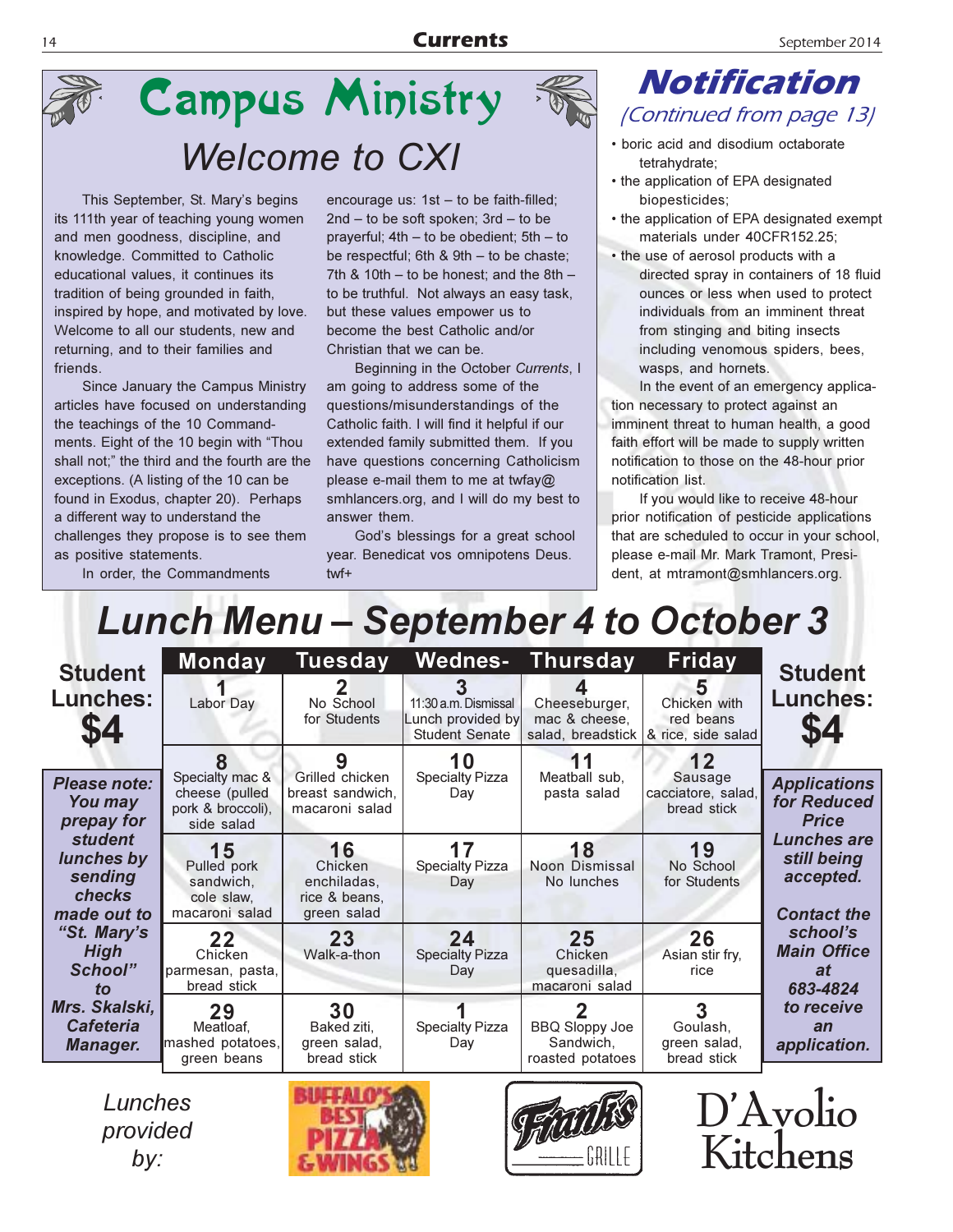# Campus Ministry

## Welcome to CXI

This September, St. Mary's begins its 111th year of teaching young women and men goodness, discipline, and knowledge. Committed to Catholic educational values, it continues its tradition of being grounded in faith, inspired by hope, and motivated by love. Welcome to all our students, new and returning, and to their families and friends.

Since January the Campus Ministry articles have focused on understanding the teachings of the 10 Commandments. Eight of the 10 begin with "Thou shall not;" the third and the fourth are the exceptions. (A listing of the 10 can be found in Exodus, chapter 20). Perhaps a different way to understand the challenges they propose is to see them as positive statements.

In order, the Commandments encourage us: 1st – to be faith-filled; 2nd – to be soft spoken; 3rd – to be prayerful; 4th – to be obedient; 5th – to be respectful; 6th & 9th – to be chaste; 7th & 10th – to be honest; and the 8th – to be truthful. Not always an easy task, but these values empower us to become the best Catholic and/or Christian that we can be.

Beginning in the October *Currents*, I am going to address some of the questions/misunderstandings of the Catholic faith. I will find it helpful if our extended family submitted them. If you have questions concerning Catholicism please e-mail them to me at twfay@smhlancers.org, and I will do my best to answer them.

God's blessings for a great school year. Benedicat vos omnipotens Deus.
twf+

# Notification

*(Continued from page 13)*

- boric acid and disodium octaborate tetrahydrate;
- the application of EPA designated biopesticides;
- the application of EPA designated exempt materials under 40CFR152.25;
- the use of aerosol products with a directed spray in containers of 18 fluid ounces or less when used to protect individuals from an imminent threat from stinging and biting insects including venomous spiders, bees, wasps, and hornets.

In the event of an emergency application necessary to protect against an imminent threat to human health, a good faith effort will be made to supply written notification to those on the 48-hour prior notification list.

If you would like to receive 48-hour prior notification of pesticide applications that are scheduled to occur in your school, please e-mail Mr. Mark Tramont, President, at mtramont@smhlancers.org.

# Lunch Menu – September 4 to October 3

**Student Lunches: $4**

| Monday | Tuesday | Wednesday | Thursday | Friday |
|---|---|---|---|---|
| **1** Labor Day | **2** No School for Students | **3** 11:30 a.m. Dismissal Lunch provided by Student Senate | **4** Cheeseburger, mac & cheese, salad, breadstick | **5** Chicken with red beans & rice, side salad |
| **8** Specialty mac & cheese (pulled pork & broccoli), side salad | **9** Grilled chicken breast sandwich, macaroni salad | **10** Specialty Pizza Day | **11** Meatball sub, pasta salad | **12** Sausage cacciatore, salad, bread stick |
| **15** Pulled pork sandwich, cole slaw, macaroni salad | **16** Chicken enchiladas, rice & beans, green salad | **17** Specialty Pizza Day | **18** Noon Dismissal No lunches | **19** No School for Students |
| **22** Chicken parmesan, pasta, bread stick | **23** Walk-a-thon | **24** Specialty Pizza Day | **25** Chicken quesadilla, macaroni salad | **26** Asian stir fry, rice |
| **29** Meatloaf, mashed potatoes, green beans | **30** Baked ziti, green salad, bread stick | **1** Specialty Pizza Day | **2** BBQ Sloppy Joe Sandwich, roasted potatoes | **3** Goulash, green salad, bread stick |

***Please note: You may prepay for student lunches by sending checks made out to "St. Mary's High School" to Mrs. Skalski, Cafeteria Manager.***

***Applications for Reduced Price Lunches are still being accepted.***

***Contact the school's Main Office at 683-4824 to receive an application.***

*Lunches provided by:* Buffalo's Best Pizza & Wings, Frank's Grille, D'Avolio Kitchens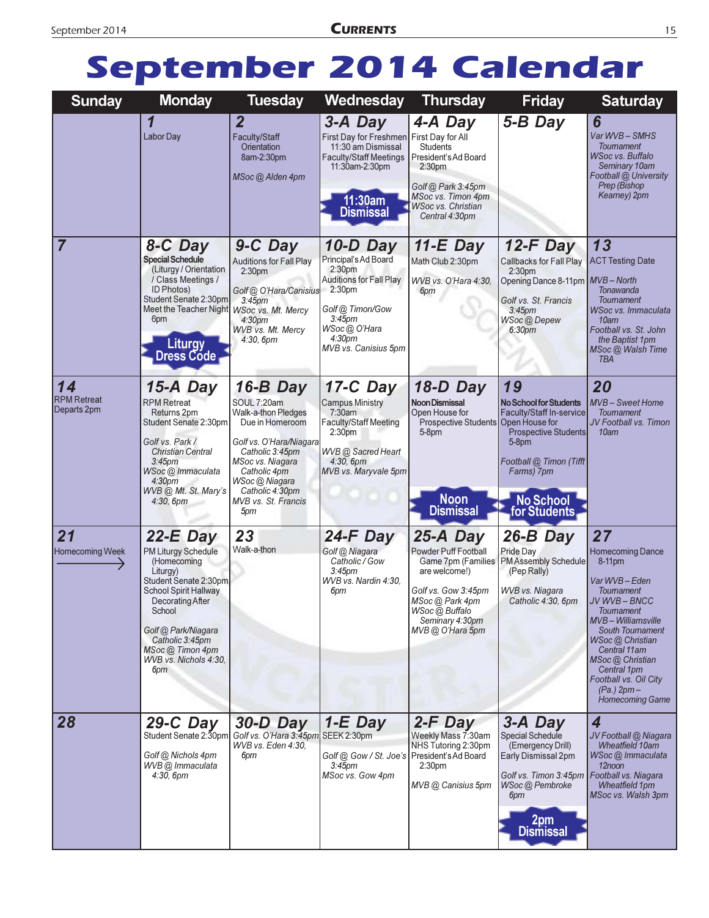# September 2014 Calendar

| Sunday | Monday | Tuesday | Wednesday | Thursday | Friday | Saturday |
|---|---|---|---|---|---|---|
| | **1**<br>Labor Day | **2**<br>Faculty/Staff Orientation 8am-2:30pm<br><br>*MSoc @ Alden 4pm* | **3-A Day**<br>First Day for Freshmen 11:30 am Dismissal<br>Faculty/Staff Meetings 11:30am-2:30pm<br><br>**11:30am Dismissal** | **4-A Day**<br>First Day for All Students<br>President's Ad Board 2:30pm<br><br>*Golf @ Park 3:45pm*<br>*MSoc vs. Timon 4pm*<br>*WSoc vs. Christian Central 4:30pm* | **5-B Day** | **6**<br>*Var WVB – SMHS Tournament*<br>*WSoc vs. Buffalo Seminary 10am*<br>*Football @ University Prep (Bishop Kearney) 2pm* |
| **7** | **8-C Day**<br>**Special Schedule** (Liturgy / Orientation / Class Meetings / ID Photos)<br>Student Senate 2:30pm<br>Meet the Teacher Night 6pm<br><br>**Liturgy Dress Code** | **9-C Day**<br>Auditions for Fall Play 2:30pm<br><br>*Golf @ O'Hara/Canisius 3:45pm*<br>*WSoc vs. Mt. Mercy 4:30pm*<br>*WVB vs. Mt. Mercy 4:30, 6pm* | **10-D Day**<br>Principal's Ad Board 2:30pm<br>Auditions for Fall Play 2:30pm<br><br>*Golf @ Timon/Gow 3:45pm*<br>*WSoc @ O'Hara 4:30pm*<br>*MVB vs. Canisius 5pm* | **11-E Day**<br>Math Club 2:30pm<br><br>*WVB vs. O'Hara 4:30, 6pm* | **12-F Day**<br>Callbacks for Fall Play 2:30pm<br>Opening Dance 8-11pm<br><br>*Golf vs. St. Francis 3:45pm*<br>*WSoc @ Depew 6:30pm* | **13**<br>ACT Testing Date<br><br>*MVB – North Tonawanda Tournament*<br>*WSoc vs. Immaculata 10am*<br>*Football vs. St. John the Baptist 1pm*<br>*MSoc @ Walsh Time TBA* |
| **14**<br>RPM Retreat Departs 2pm | **15-A Day**<br>RPM Retreat Returns 2pm<br>Student Senate 2:30pm<br><br>*Golf vs. Park / Christian Central 3:45pm*<br>*WSoc @ Immaculata 4:30pm*<br>*WVB @ Mt. St. Mary's 4:30, 6pm* | **16-B Day**<br>SOUL 7:20am<br>Walk-a-thon Pledges Due in Homeroom<br><br>*Golf vs. O'Hara/Niagara Catholic 3:45pm*<br>*MSoc vs. Niagara Catholic 4pm*<br>*WSoc @ Niagara Catholic 4:30pm*<br>*MVB vs. St. Francis 5pm* | **17-C Day**<br>Campus Ministry 7:30am<br>Faculty/Staff Meeting 2:30pm<br><br>*WVB @ Sacred Heart 4:30, 6pm*<br>*MVB vs. Maryvale 5pm* | **18-D Day**<br>**Noon Dismissal**<br>Open House for Prospective Students 5-8pm<br><br>**Noon Dismissal** | **19**<br>**No School for Students**<br>Faculty/Staff In-service<br>Open House for Prospective Students 5-8pm<br><br>*Football @ Timon (Tift Farms) 7pm*<br><br>**No School for Students** | **20**<br>*MVB – Sweet Home Tournament*<br>*JV Football vs. Timon 10am* |
| **21**<br>Homecoming Week → | **22-E Day**<br>PM Liturgy Schedule (Homecoming Liturgy)<br>Student Senate 2:30pm<br>School Spirit Hallway Decorating After School<br><br>*Golf @ Park/Niagara Catholic 3:45pm*<br>*MSoc @ Timon 4pm*<br>*WVB vs. Nichols 4:30, 6pm* | **23**<br>Walk-a-thon | **24-F Day**<br>*Golf @ Niagara Catholic / Gow 3:45pm*<br>*WVB vs. Nardin 4:30, 6pm* | **25-A Day**<br>Powder Puff Football Game 7pm (Families are welcome!)<br><br>*Golf vs. Gow 3:45pm*<br>*MSoc @ Park 4pm*<br>*WSoc @ Buffalo Seminary 4:30pm*<br>*MVB @ O'Hara 5pm* | **26-B Day**<br>Pride Day<br>PM Assembly Schedule (Pep Rally)<br><br>*WVB vs. Niagara Catholic 4:30, 6pm* | **27**<br>Homecoming Dance 8-11pm<br><br>*Var WVB – Eden Tournament*<br>*JV WVB – BNCC Tournament*<br>*MVB – Williamsville South Tournament*<br>*WSoc @ Christian Central 11am*<br>*MSoc @ Christian Central 1pm*<br>*Football vs. Oil City (Pa.) 2pm – Homecoming Game* |
| **28** | **29-C Day**<br>Student Senate 2:30pm<br><br>*Golf @ Nichols 4pm*<br>*WVB @ Immaculata 4:30, 6pm* | **30-D Day**<br>*Golf vs. O'Hara 3:45pm*<br>*WVB vs. Eden 4:30, 6pm* | **1-E Day**<br>SEEK 2:30pm<br><br>*Golf @ Gow / St. Joe's 3:45pm*<br>*MSoc vs. Gow 4pm* | **2-F Day**<br>Weekly Mass 7:30am<br>NHS Tutoring 2:30pm<br>President's Ad Board 2:30pm<br><br>*MVB @ Canisius 5pm* | **3-A Day**<br>Special Schedule (Emergency Drill)<br>Early Dismissal 2pm<br><br>*Golf vs. Timon 3:45pm*<br>*WSoc @ Pembroke 6pm*<br><br>**2pm Dismissal** | **4**<br>*JV Football @ Niagara Wheatfield 10am*<br>*WSoc @ Immaculata 12noon*<br>*Football vs. Niagara Wheatfield 1pm*<br>*MSoc vs. Walsh 3pm* |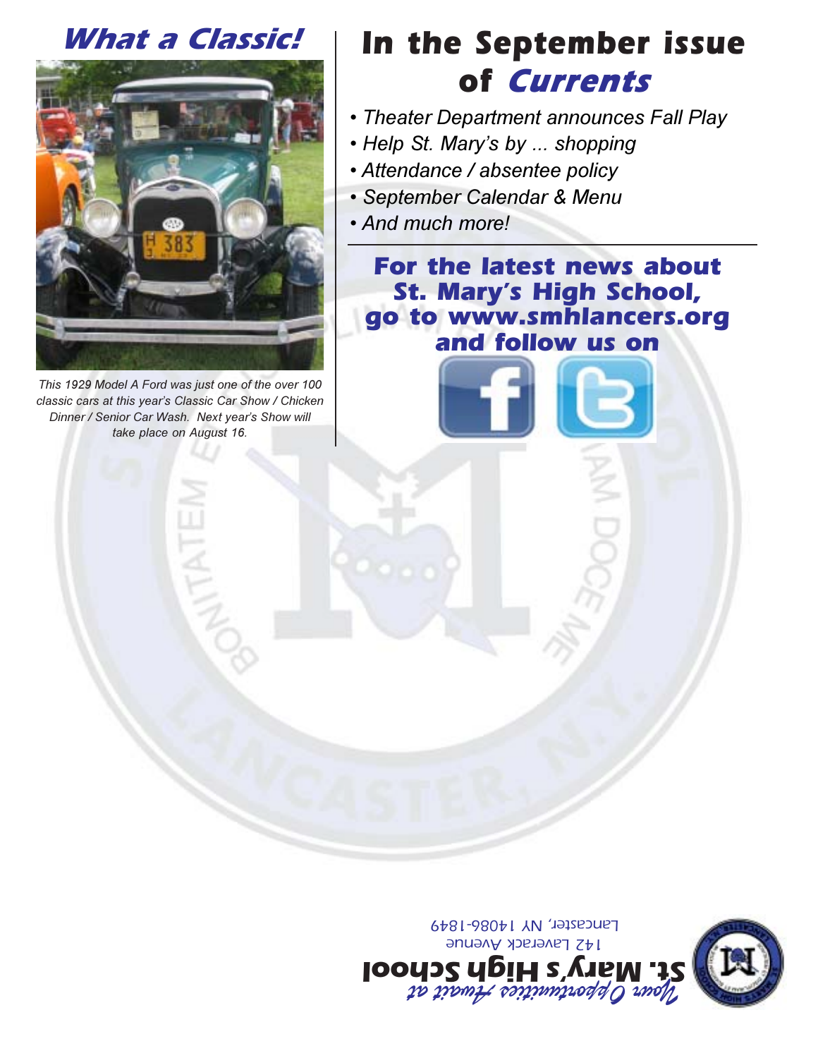## *What a Classic!*

*This 1929 Model A Ford was just one of the over 100 classic cars at this year's Classic Car Show / Chicken Dinner / Senior Car Wash. Next year's Show will take place on August 16.*

## In the September issue of *Currents*

- *Theater Department announces Fall Play*
- *Help St. Mary's by ... shopping*
- *Attendance / absentee policy*
- *September Calendar & Menu*
- *And much more!*

**For the latest news about St. Mary's High School, go to www.smhlancers.org and follow us on**

*Your Opportunities Await at*

**St. Mary's High School**

142 Laverack Avenue
Lancaster, NY 14086-1849